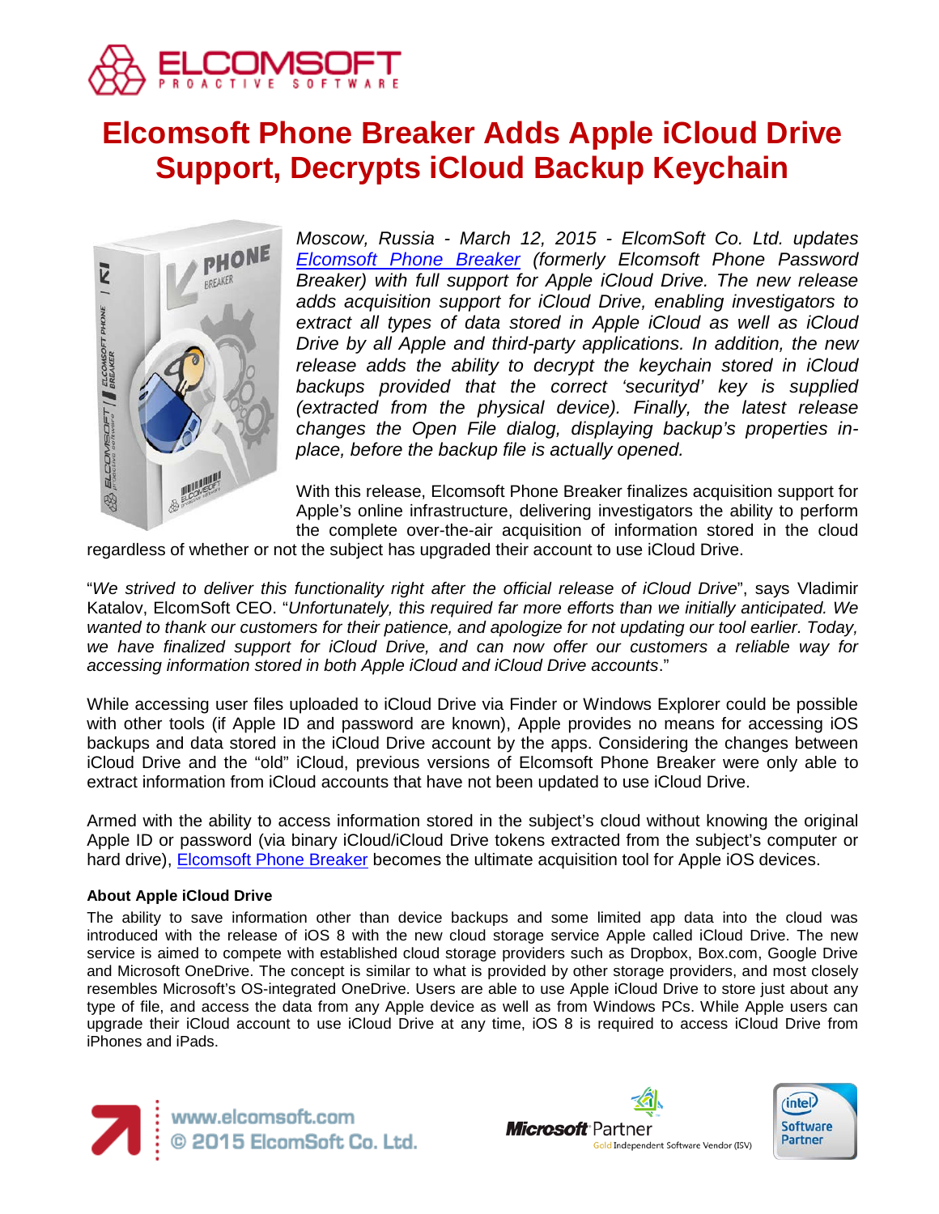# Elcomsoft Phone Breaker Adds Apple iCloud Drive Support, Decrypts iCloud Backup Keychain

*Moscow, Russia - March 12, 2015 - ElcomSoft Co. Ltd. updates [Elcomsoft Phone Breaker]() (formerly Elcomsoft Phone Password Breaker) with full support for Apple iCloud Drive. The new release adds acquisition support for iCloud Drive, enabling investigators to extract all types of data stored in Apple iCloud as well as iCloud Drive by all Apple and third-party applications. In addition, the new release adds the ability to decrypt the keychain stored in iCloud backups provided that the correct 'securityd' key is supplied (extracted from the physical device). Finally, the latest release changes the Open File dialog, displaying backup's properties in-place, before the backup file is actually opened.*

With this release, Elcomsoft Phone Breaker finalizes acquisition support for Apple's online infrastructure, delivering investigators the ability to perform the complete over-the-air acquisition of information stored in the cloud regardless of whether or not the subject has upgraded their account to use iCloud Drive.

"*We strived to deliver this functionality right after the official release of iCloud Drive*", says Vladimir Katalov, ElcomSoft CEO. "*Unfortunately, this required far more efforts than we initially anticipated. We wanted to thank our customers for their patience, and apologize for not updating our tool earlier. Today, we have finalized support for iCloud Drive, and can now offer our customers a reliable way for accessing information stored in both Apple iCloud and iCloud Drive accounts*."

While accessing user files uploaded to iCloud Drive via Finder or Windows Explorer could be possible with other tools (if Apple ID and password are known), Apple provides no means for accessing iOS backups and data stored in the iCloud Drive account by the apps. Considering the changes between iCloud Drive and the "old" iCloud, previous versions of Elcomsoft Phone Breaker were only able to extract information from iCloud accounts that have not been updated to use iCloud Drive.

Armed with the ability to access information stored in the subject's cloud without knowing the original Apple ID or password (via binary iCloud/iCloud Drive tokens extracted from the subject's computer or hard drive), [Elcomsoft Phone Breaker]() becomes the ultimate acquisition tool for Apple iOS devices.

### About Apple iCloud Drive

The ability to save information other than device backups and some limited app data into the cloud was introduced with the release of iOS 8 with the new cloud storage service Apple called iCloud Drive. The new service is aimed to compete with established cloud storage providers such as Dropbox, Box.com, Google Drive and Microsoft OneDrive. The concept is similar to what is provided by other storage providers, and most closely resembles Microsoft's OS-integrated OneDrive. Users are able to use Apple iCloud Drive to store just about any type of file, and access the data from any Apple device as well as from Windows PCs. While Apple users can upgrade their iCloud account to use iCloud Drive at any time, iOS 8 is required to access iCloud Drive from iPhones and iPads.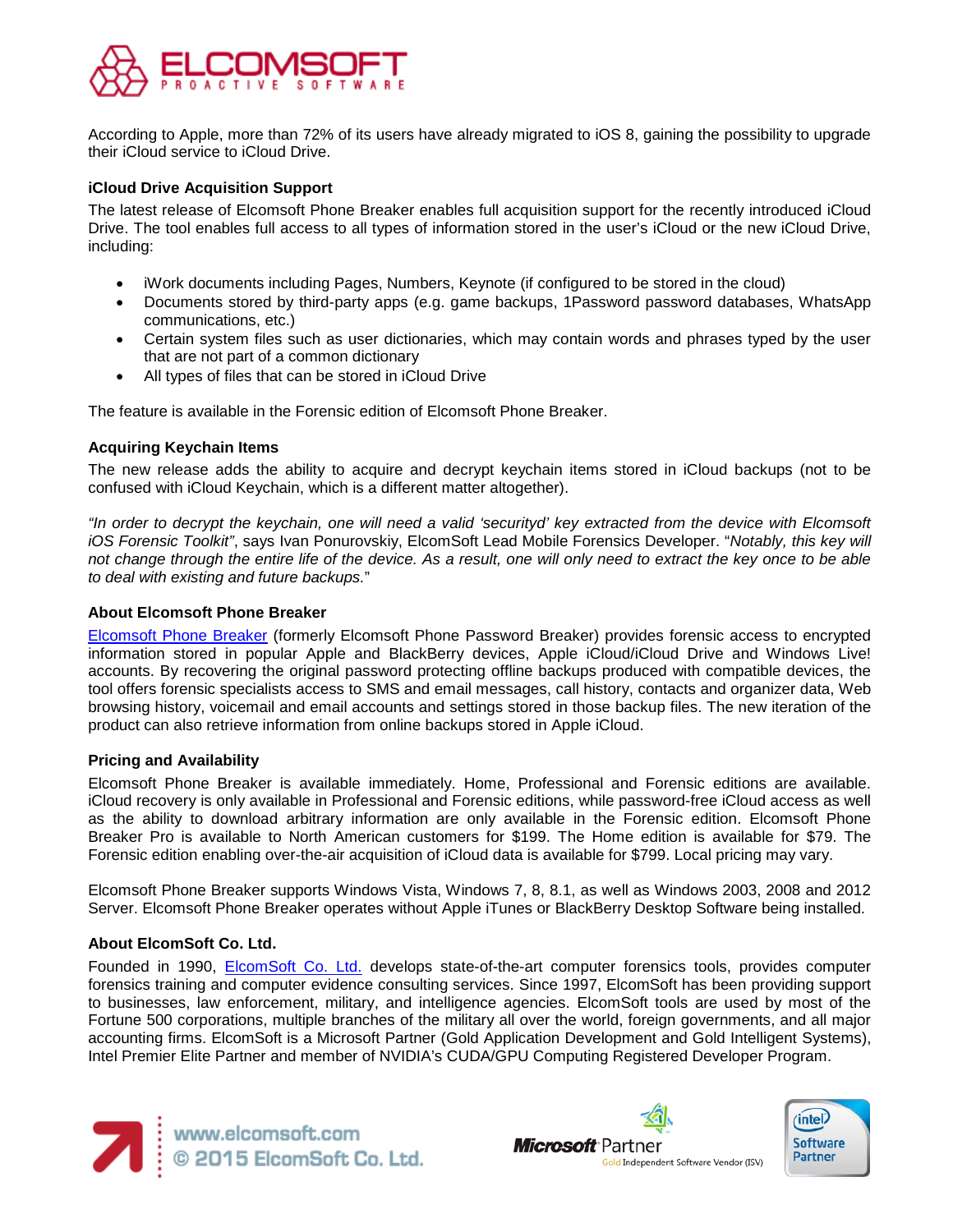According to Apple, more than 72% of its users have already migrated to iOS 8, gaining the possibility to upgrade their iCloud service to iCloud Drive.

### iCloud Drive Acquisition Support

The latest release of Elcomsoft Phone Breaker enables full acquisition support for the recently introduced iCloud Drive. The tool enables full access to all types of information stored in the user's iCloud or the new iCloud Drive, including:

- iWork documents including Pages, Numbers, Keynote (if configured to be stored in the cloud)
- Documents stored by third-party apps (e.g. game backups, 1Password password databases, WhatsApp communications, etc.)
- Certain system files such as user dictionaries, which may contain words and phrases typed by the user that are not part of a common dictionary
- All types of files that can be stored in iCloud Drive

The feature is available in the Forensic edition of Elcomsoft Phone Breaker.

### Acquiring Keychain Items

The new release adds the ability to acquire and decrypt keychain items stored in iCloud backups (not to be confused with iCloud Keychain, which is a different matter altogether).

*"In order to decrypt the keychain, one will need a valid 'securityd' key extracted from the device with Elcomsoft iOS Forensic Toolkit"*, says Ivan Ponurovskiy, ElcomSoft Lead Mobile Forensics Developer. "*Notably, this key will not change through the entire life of the device. As a result, one will only need to extract the key once to be able to deal with existing and future backups.*"

### About Elcomsoft Phone Breaker

Elcomsoft Phone Breaker (formerly Elcomsoft Phone Password Breaker) provides forensic access to encrypted information stored in popular Apple and BlackBerry devices, Apple iCloud/iCloud Drive and Windows Live! accounts. By recovering the original password protecting offline backups produced with compatible devices, the tool offers forensic specialists access to SMS and email messages, call history, contacts and organizer data, Web browsing history, voicemail and email accounts and settings stored in those backup files. The new iteration of the product can also retrieve information from online backups stored in Apple iCloud.

### Pricing and Availability

Elcomsoft Phone Breaker is available immediately. Home, Professional and Forensic editions are available. iCloud recovery is only available in Professional and Forensic editions, while password-free iCloud access as well as the ability to download arbitrary information are only available in the Forensic edition. Elcomsoft Phone Breaker Pro is available to North American customers for $199. The Home edition is available for $79. The Forensic edition enabling over-the-air acquisition of iCloud data is available for $799. Local pricing may vary.

Elcomsoft Phone Breaker supports Windows Vista, Windows 7, 8, 8.1, as well as Windows 2003, 2008 and 2012 Server. Elcomsoft Phone Breaker operates without Apple iTunes or BlackBerry Desktop Software being installed.

### About ElcomSoft Co. Ltd.

Founded in 1990, ElcomSoft Co. Ltd. develops state-of-the-art computer forensics tools, provides computer forensics training and computer evidence consulting services. Since 1997, ElcomSoft has been providing support to businesses, law enforcement, military, and intelligence agencies. ElcomSoft tools are used by most of the Fortune 500 corporations, multiple branches of the military all over the world, foreign governments, and all major accounting firms. ElcomSoft is a Microsoft Partner (Gold Application Development and Gold Intelligent Systems), Intel Premier Elite Partner and member of NVIDIA's CUDA/GPU Computing Registered Developer Program.

www.elcomsoft.com
© 2015 ElcomSoft Co. Ltd.